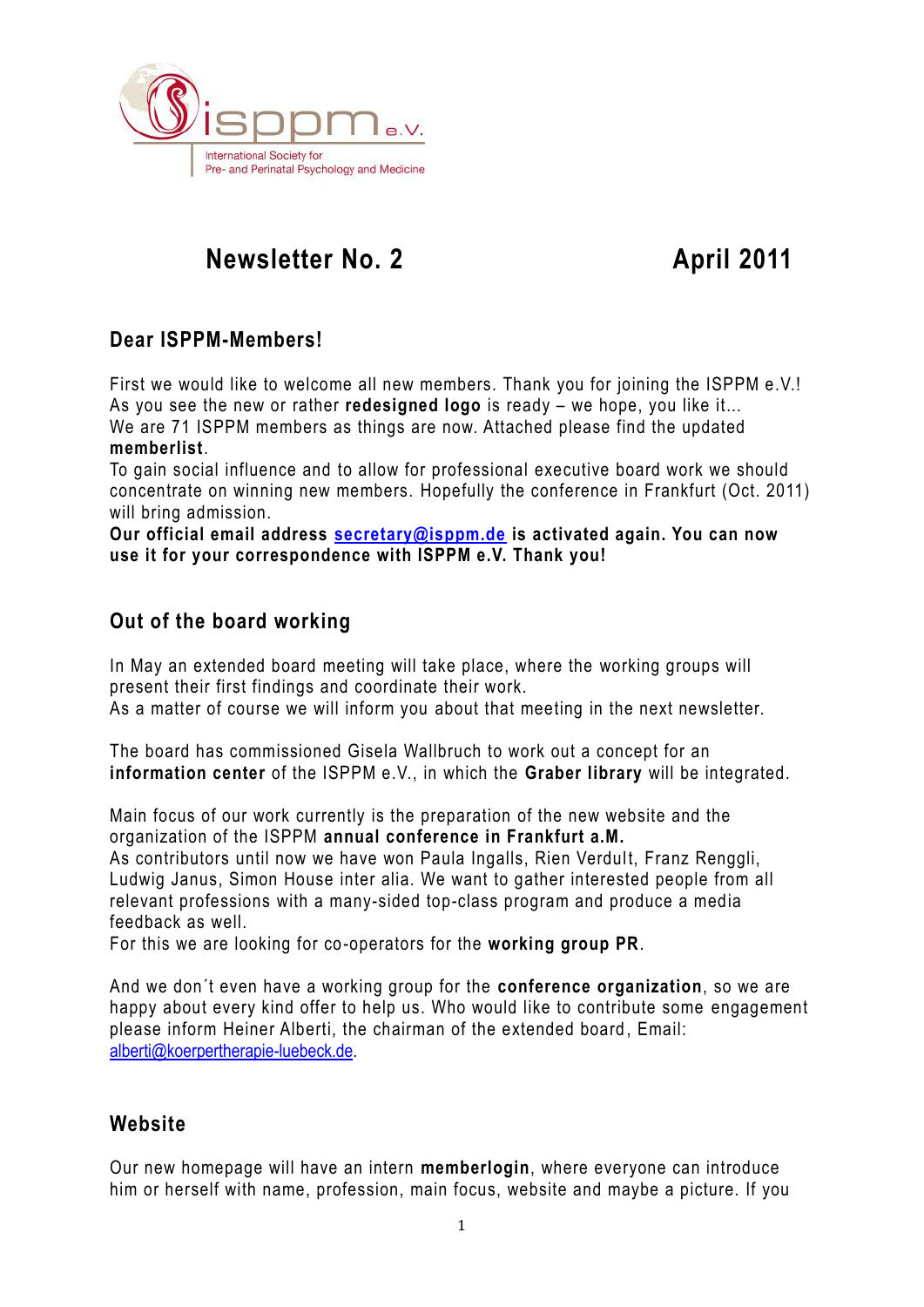isppm e.V.

International Society for
Pre- and Perinatal Psychology and Medicine

# Newsletter No. 2 April 2011

## Dear ISPPM-Members!

First we would like to welcome all new members. Thank you for joining the ISPPM e.V.! As you see the new or rather **redesigned logo** is ready – we hope, you like it...
We are 71 ISPPM members as things are now. Attached please find the updated **memberlist**.
To gain social influence and to allow for professional executive board work we should concentrate on winning new members. Hopefully the conference in Frankfurt (Oct. 2011) will bring admission.
**Our official email address secretary@isppm.de is activated again. You can now use it for your correspondence with ISPPM e.V. Thank you!**

## Out of the board working

In May an extended board meeting will take place, where the working groups will present their first findings and coordinate their work.
As a matter of course we will inform you about that meeting in the next newsletter.

The board has commissioned Gisela Wallbruch to work out a concept for an **information center** of the ISPPM e.V., in which the **Graber library** will be integrated.

Main focus of our work currently is the preparation of the new website and the organization of the ISPPM **annual conference in Frankfurt a.M.**
As contributors until now we have won Paula Ingalls, Rien Verdult, Franz Renggli, Ludwig Janus, Simon House inter alia. We want to gather interested people from all relevant professions with a many-sided top-class program and produce a media feedback as well.
For this we are looking for co-operators for the **working group PR**.

And we don´t even have a working group for the **conference organization**, so we are happy about every kind offer to help us. Who would like to contribute some engagement please inform Heiner Alberti, the chairman of the extended board, Email: alberti@koerpertherapie-luebeck.de.

## Website

Our new homepage will have an intern **memberlogin**, where everyone can introduce him or herself with name, profession, main focus, website and maybe a picture. If you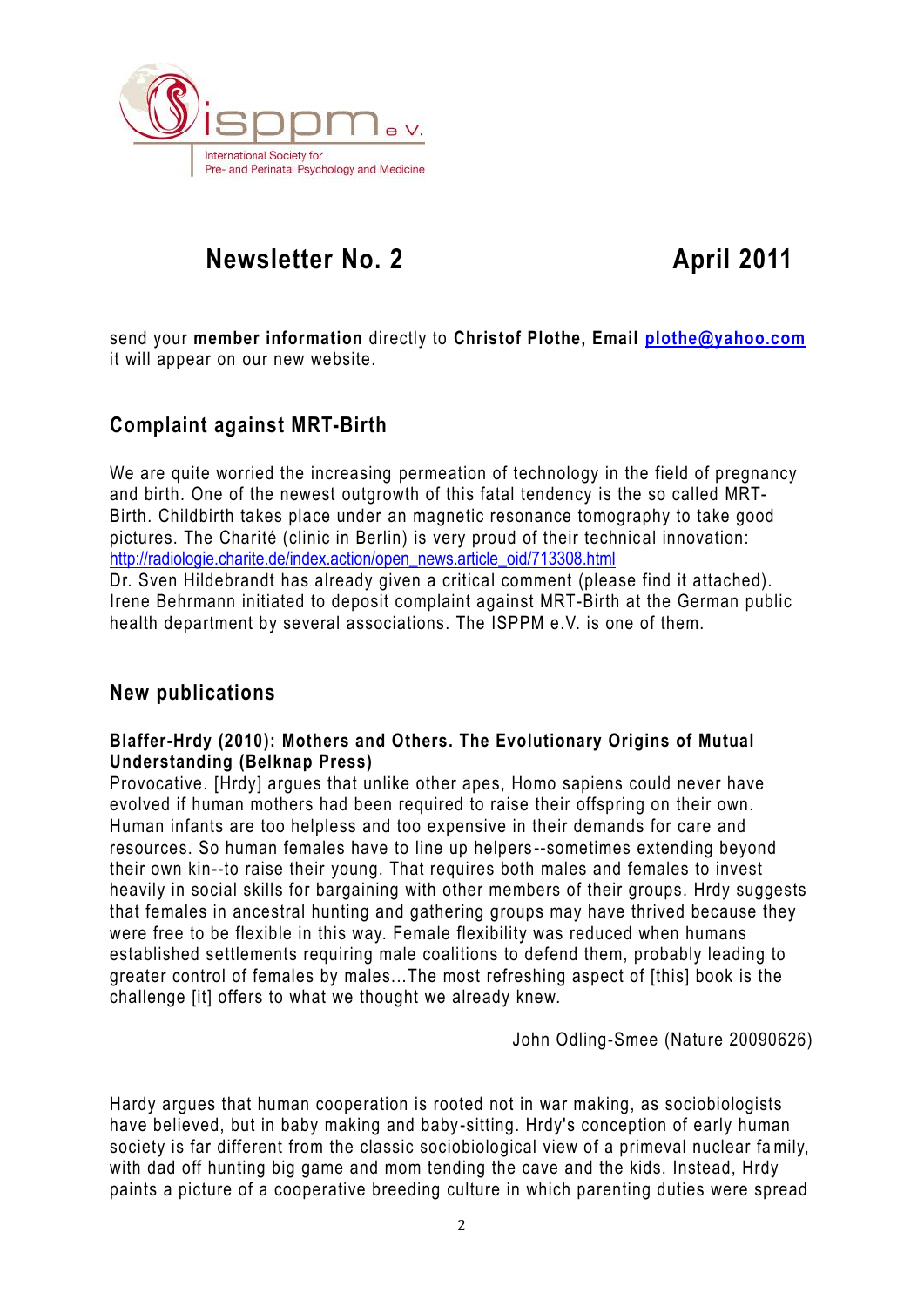# Newsletter No. 2 April 2011

send your **member information** directly to **Christof Plothe, Email [plothe@yahoo.com](mailto:plothe@yahoo.com)** it will appear on our new website.

## Complaint against MRT-Birth

We are quite worried the increasing permeation of technology in the field of pregnancy and birth. One of the newest outgrowth of this fatal tendency is the so called MRT-Birth. Childbirth takes place under an magnetic resonance tomography to take good pictures. The Charité (clinic in Berlin) is very proud of their technical innovation: [http://radiologie.charite.de/index.action/open_news.article_oid/713308.html](http://radiologie.charite.de/index.action/open_news.article_oid/713308.html)
Dr. Sven Hildebrandt has already given a critical comment (please find it attached). Irene Behrmann initiated to deposit complaint against MRT-Birth at the German public health department by several associations. The ISPPM e.V. is one of them.

## New publications

**Blaffer-Hrdy (2010): Mothers and Others. The Evolutionary Origins of Mutual Understanding (Belknap Press)**
Provocative. [Hrdy] argues that unlike other apes, Homo sapiens could never have evolved if human mothers had been required to raise their offspring on their own. Human infants are too helpless and too expensive in their demands for care and resources. So human females have to line up helpers--sometimes extending beyond their own kin--to raise their young. That requires both males and females to invest heavily in social skills for bargaining with other members of their groups. Hrdy suggests that females in ancestral hunting and gathering groups may have thrived because they were free to be flexible in this way. Female flexibility was reduced when humans established settlements requiring male coalitions to defend them, probably leading to greater control of females by males...The most refreshing aspect of [this] book is the challenge [it] offers to what we thought we already knew.

John Odling-Smee (Nature 20090626)

Hardy argues that human cooperation is rooted not in war making, as sociobiologists have believed, but in baby making and baby-sitting. Hrdy's conception of early human society is far different from the classic sociobiological view of a primeval nuclear family, with dad off hunting big game and mom tending the cave and the kids. Instead, Hrdy paints a picture of a cooperative breeding culture in which parenting duties were spread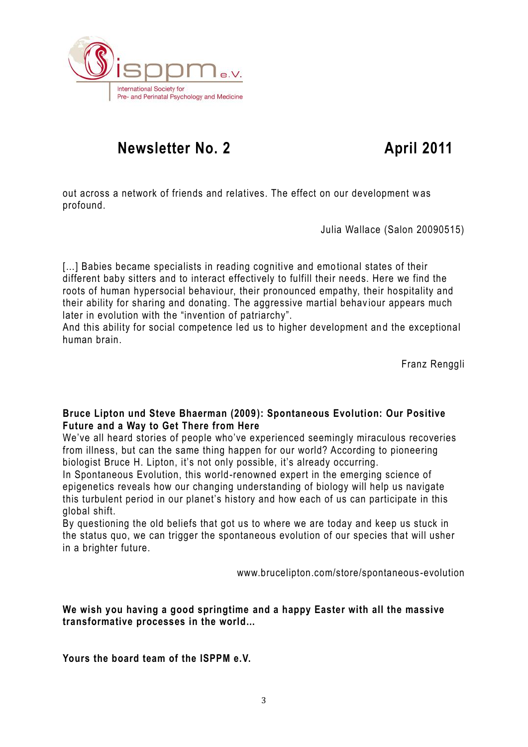out across a network of friends and relatives. The effect on our development was profound.

Julia Wallace (Salon 20090515)

[...] Babies became specialists in reading cognitive and emotional states of their different baby sitters and to interact effectively to fulfill their needs. Here we find the roots of human hypersocial behaviour, their pronounced empathy, their hospitality and their ability for sharing and donating. The aggressive martial behaviour appears much later in evolution with the “invention of patriarchy”.
And this ability for social competence led us to higher development and the exceptional human brain.

Franz Renggli

**Bruce Lipton und Steve Bhaerman (2009): Spontaneous Evolution: Our Positive Future and a Way to Get There from Here**
We’ve all heard stories of people who’ve experienced seemingly miraculous recoveries from illness, but can the same thing happen for our world? According to pioneering biologist Bruce H. Lipton, it’s not only possible, it’s already occurring.
In Spontaneous Evolution, this world-renowned expert in the emerging science of epigenetics reveals how our changing understanding of biology will help us navigate this turbulent period in our planet’s history and how each of us can participate in this global shift.
By questioning the old beliefs that got us to where we are today and keep us stuck in the status quo, we can trigger the spontaneous evolution of our species that will usher in a brighter future.

www.brucelipton.com/store/spontaneous-evolution

**We wish you having a good springtime and a happy Easter with all the massive transformative processes in the world...**

**Yours the board team of the ISPPM e.V.**